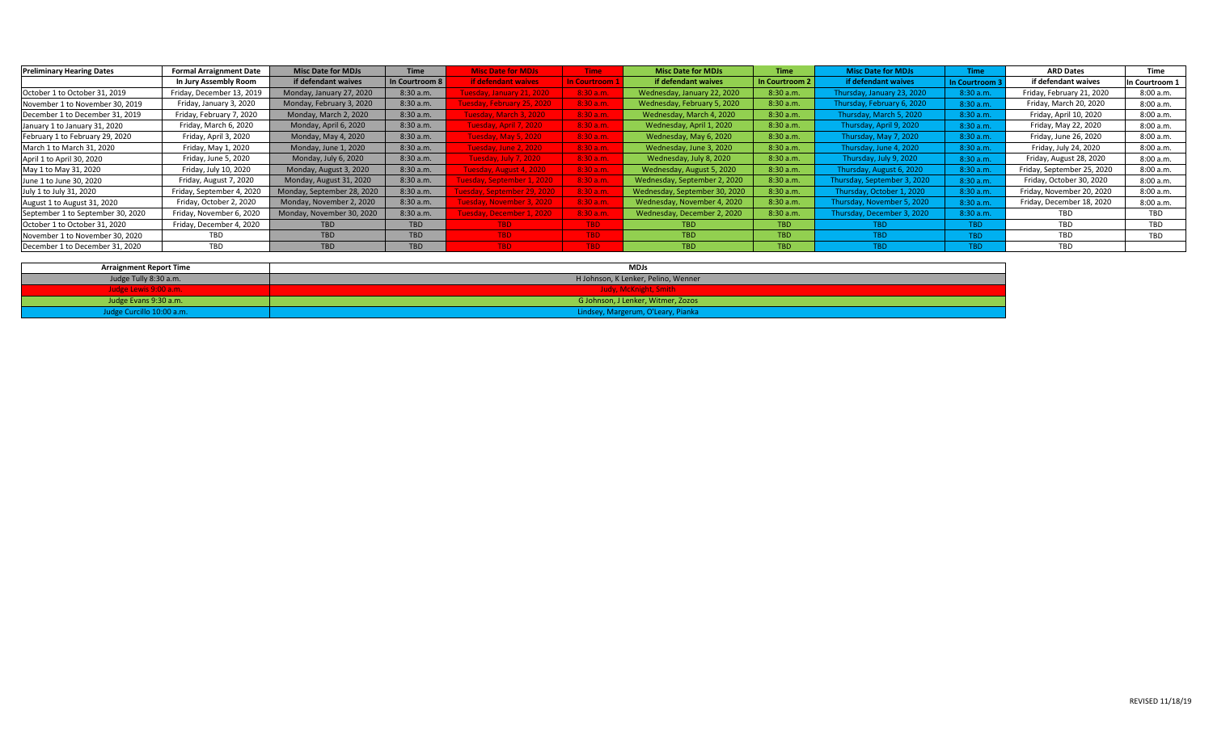| Preliminary Hearing Dates | Formal Arraignment Date | Misc Date for MDJs | Time | Misc Date for MDJs | Time | Misc Date for MDJs | Time | Misc Date for MDJs | Time | ARD Dates | Time |
|---|---|---|---|---|---|---|---|---|---|---|---|
| | In Jury Assembly Room | if defendant waives | In Courtroom 8 | if defendant waives | In Courtroom 1 | if defendant waives | In Courtroom 2 | if defendant waives | In Courtroom 3 | if defendant waives | In Courtroom 1 |
| October 1 to October 31, 2019 | Friday, December 13, 2019 | Monday, January 27, 2020 | 8:30 a.m. | Tuesday, January 21, 2020 | 8:30 a.m. | Wednesday, January 22, 2020 | 8:30 a.m. | Thursday, January 23, 2020 | 8:30 a.m. | Friday, February 21, 2020 | 8:00 a.m. |
| November 1 to November 30, 2019 | Friday, January 3, 2020 | Monday, February 3, 2020 | 8:30 a.m. | Tuesday, February 25, 2020 | 8:30 a.m. | Wednesday, February 5, 2020 | 8:30 a.m. | Thursday, February 6, 2020 | 8:30 a.m. | Friday, March 20, 2020 | 8:00 a.m. |
| December 1 to December 31, 2019 | Friday, February 7, 2020 | Monday, March 2, 2020 | 8:30 a.m. | Tuesday, March 3, 2020 | 8:30 a.m. | Wednesday, March 4, 2020 | 8:30 a.m. | Thursday, March 5, 2020 | 8:30 a.m. | Friday, April 10, 2020 | 8:00 a.m. |
| January 1 to January 31, 2020 | Friday, March 6, 2020 | Monday, April 6, 2020 | 8:30 a.m. | Tuesday, April 7, 2020 | 8:30 a.m. | Wednesday, April 1, 2020 | 8:30 a.m. | Thursday, April 9, 2020 | 8:30 a.m. | Friday, May 22, 2020 | 8:00 a.m. |
| February 1 to February 29, 2020 | Friday, April 3, 2020 | Monday, May 4, 2020 | 8:30 a.m. | Tuesday, May 5, 2020 | 8:30 a.m. | Wednesday, May 6, 2020 | 8:30 a.m. | Thursday, May 7, 2020 | 8:30 a.m. | Friday, June 26, 2020 | 8:00 a.m. |
| March 1 to March 31, 2020 | Friday, May 1, 2020 | Monday, June 1, 2020 | 8:30 a.m. | Tuesday, June 2, 2020 | 8:30 a.m. | Wednesday, June 3, 2020 | 8:30 a.m. | Thursday, June 4, 2020 | 8:30 a.m. | Friday, July 24, 2020 | 8:00 a.m. |
| April 1 to April 30, 2020 | Friday, June 5, 2020 | Monday, July 6, 2020 | 8:30 a.m. | Tuesday, July 7, 2020 | 8:30 a.m. | Wednesday, July 8, 2020 | 8:30 a.m. | Thursday, July 9, 2020 | 8:30 a.m. | Friday, August 28, 2020 | 8:00 a.m. |
| May 1 to May 31, 2020 | Friday, July 10, 2020 | Monday, August 3, 2020 | 8:30 a.m. | Tuesday, August 4, 2020 | 8:30 a.m. | Wednesday, August 5, 2020 | 8:30 a.m. | Thursday, August 6, 2020 | 8:30 a.m. | Friday, September 25, 2020 | 8:00 a.m. |
| June 1 to June 30, 2020 | Friday, August 7, 2020 | Monday, August 31, 2020 | 8:30 a.m. | Tuesday, September 1, 2020 | 8:30 a.m. | Wednesday, September 2, 2020 | 8:30 a.m. | Thursday, September 3, 2020 | 8:30 a.m. | Friday, October 30, 2020 | 8:00 a.m. |
| July 1 to July 31, 2020 | Friday, September 4, 2020 | Monday, September 28, 2020 | 8:30 a.m. | Tuesday, September 29, 2020 | 8:30 a.m. | Wednesday, September 30, 2020 | 8:30 a.m. | Thursday, October 1, 2020 | 8:30 a.m. | Friday, November 20, 2020 | 8:00 a.m. |
| August 1 to August 31, 2020 | Friday, October 2, 2020 | Monday, November 2, 2020 | 8:30 a.m. | Tuesday, November 3, 2020 | 8:30 a.m. | Wednesday, November 4, 2020 | 8:30 a.m. | Thursday, November 5, 2020 | 8:30 a.m. | Friday, December 18, 2020 | 8:00 a.m. |
| September 1 to September 30, 2020 | Friday, November 6, 2020 | Monday, November 30, 2020 | 8:30 a.m. | Tuesday, December 1, 2020 | 8:30 a.m. | Wednesday, December 2, 2020 | 8:30 a.m. | Thursday, December 3, 2020 | 8:30 a.m. | TBD | TBD |
| October 1 to October 31, 2020 | Friday, December 4, 2020 | TBD | TBD | TBD | TBD | TBD | TBD | TBD | TBD | TBD | TBD |
| November 1 to November 30, 2020 | TBD | TBD | TBD | TBD | TBD | TBD | TBD | TBD | TBD | TBD | TBD |
| December 1 to December 31, 2020 | TBD | TBD | TBD | TBD | TBD | TBD | TBD | TBD | TBD | TBD | |

| Arraignment Report Time | MDJs |
|---|---|
| Judge Tully 8:30 a.m. | H Johnson, K Lenker, Pelino, Wenner |
| Judge Lewis 9:00 a.m. | Judy, McKnight, Smith |
| Judge Evans 9:30 a.m. | G Johnson, J Lenker, Witmer, Zozos |
| Judge Curcillo 10:00 a.m. | Lindsey, Margerum, O'Leary, Pianka |

REVISED 11/18/19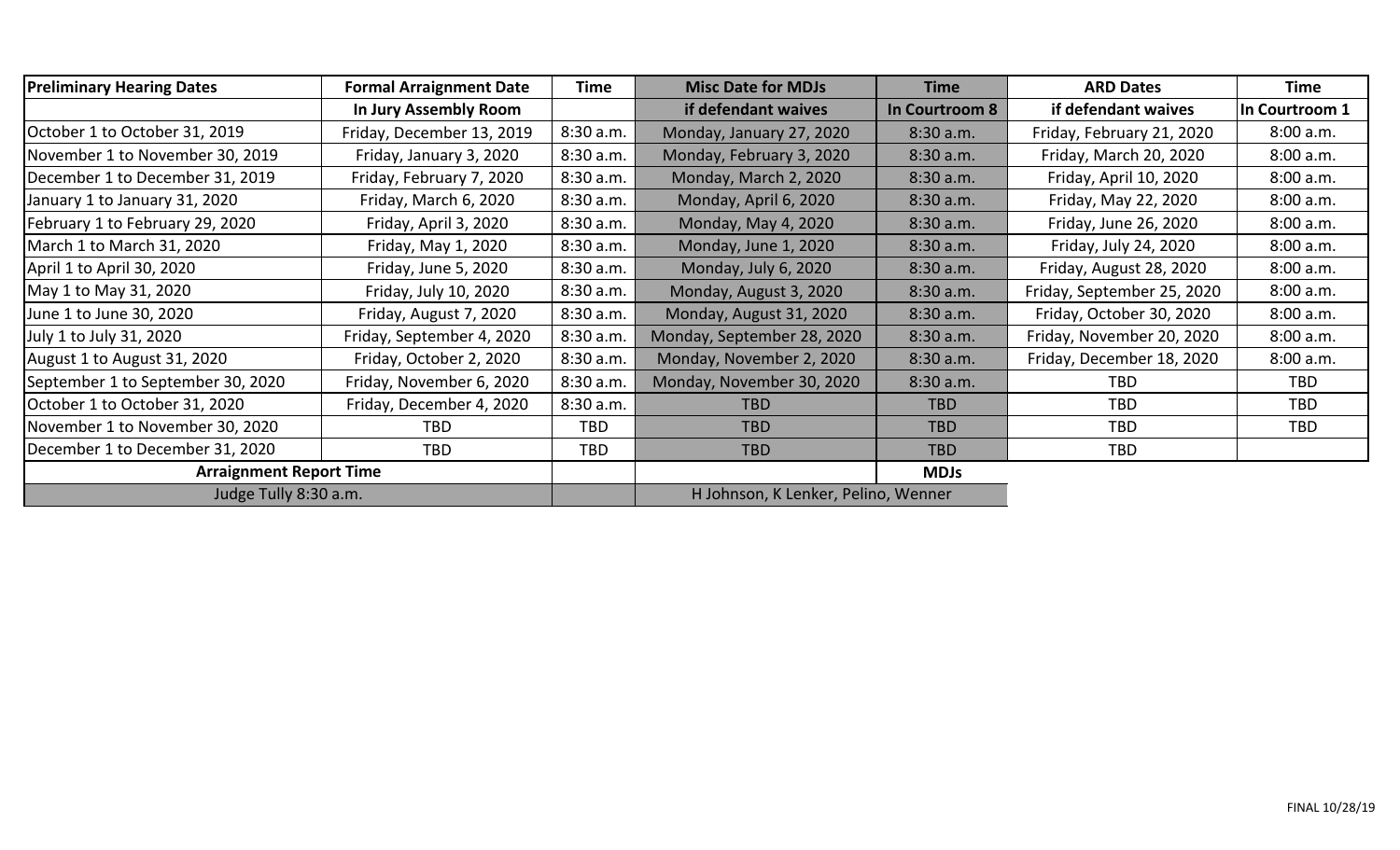| Preliminary Hearing Dates | Formal Arraignment Date | Time | Misc Date for MDJs | Time | ARD Dates | Time |
|---|---|---|---|---|---|---|
| | In Jury Assembly Room | | if defendant waives | In Courtroom 8 | if defendant waives | In Courtroom 1 |
| October 1 to October 31, 2019 | Friday, December 13, 2019 | 8:30 a.m. | Monday, January 27, 2020 | 8:30 a.m. | Friday, February 21, 2020 | 8:00 a.m. |
| November 1 to November 30, 2019 | Friday, January 3, 2020 | 8:30 a.m. | Monday, February 3, 2020 | 8:30 a.m. | Friday, March 20, 2020 | 8:00 a.m. |
| December 1 to December 31, 2019 | Friday, February 7, 2020 | 8:30 a.m. | Monday, March 2, 2020 | 8:30 a.m. | Friday, April 10, 2020 | 8:00 a.m. |
| January 1 to January 31, 2020 | Friday, March 6, 2020 | 8:30 a.m. | Monday, April 6, 2020 | 8:30 a.m. | Friday, May 22, 2020 | 8:00 a.m. |
| February 1 to February 29, 2020 | Friday, April 3, 2020 | 8:30 a.m. | Monday, May 4, 2020 | 8:30 a.m. | Friday, June 26, 2020 | 8:00 a.m. |
| March 1 to March 31, 2020 | Friday, May 1, 2020 | 8:30 a.m. | Monday, June 1, 2020 | 8:30 a.m. | Friday, July 24, 2020 | 8:00 a.m. |
| April 1 to April 30, 2020 | Friday, June 5, 2020 | 8:30 a.m. | Monday, July 6, 2020 | 8:30 a.m. | Friday, August 28, 2020 | 8:00 a.m. |
| May 1 to May 31, 2020 | Friday, July 10, 2020 | 8:30 a.m. | Monday, August 3, 2020 | 8:30 a.m. | Friday, September 25, 2020 | 8:00 a.m. |
| June 1 to June 30, 2020 | Friday, August 7, 2020 | 8:30 a.m. | Monday, August 31, 2020 | 8:30 a.m. | Friday, October 30, 2020 | 8:00 a.m. |
| July 1 to July 31, 2020 | Friday, September 4, 2020 | 8:30 a.m. | Monday, September 28, 2020 | 8:30 a.m. | Friday, November 20, 2020 | 8:00 a.m. |
| August 1 to August 31, 2020 | Friday, October 2, 2020 | 8:30 a.m. | Monday, November 2, 2020 | 8:30 a.m. | Friday, December 18, 2020 | 8:00 a.m. |
| September 1 to September 30, 2020 | Friday, November 6, 2020 | 8:30 a.m. | Monday, November 30, 2020 | 8:30 a.m. | TBD | TBD |
| October 1 to October 31, 2020 | Friday, December 4, 2020 | 8:30 a.m. | TBD | TBD | TBD | TBD |
| November 1 to November 30, 2020 | TBD | TBD | TBD | TBD | TBD | TBD |
| December 1 to December 31, 2020 | TBD | TBD | TBD | TBD | TBD | |
| Arraignment Report Time | | | | MDJs | | |
| Judge Tully 8:30 a.m. | | | H Johnson, K Lenker, Pelino, Wenner | | | |

FINAL 10/28/19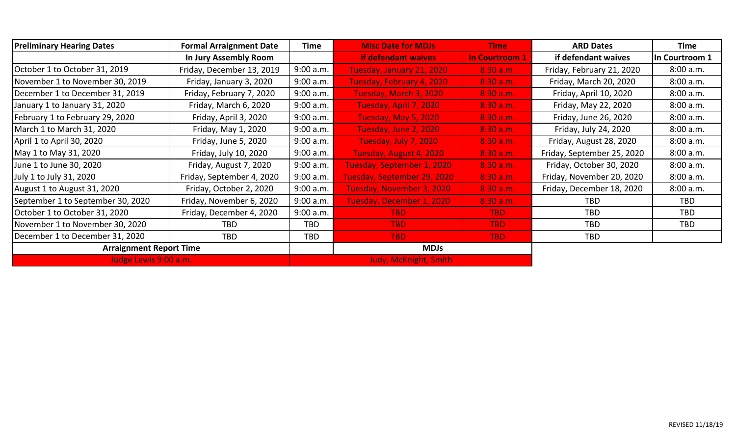| Preliminary Hearing Dates | Formal Arraignment Date | Time | Misc Date for MDJs | Time | ARD Dates | Time |
|---|---|---|---|---|---|---|
| | In Jury Assembly Room | | if defendant waives | In Courtroom 1 | if defendant waives | In Courtroom 1 |
| October 1 to October 31, 2019 | Friday, December 13, 2019 | 9:00 a.m. | Tuesday, January 21, 2020 | 8:30 a.m. | Friday, February 21, 2020 | 8:00 a.m. |
| November 1 to November 30, 2019 | Friday, January 3, 2020 | 9:00 a.m. | Tuesday, February 4, 2020 | 8:30 a.m. | Friday, March 20, 2020 | 8:00 a.m. |
| December 1 to December 31, 2019 | Friday, February 7, 2020 | 9:00 a.m. | Tuesday, March 3, 2020 | 8:30 a.m. | Friday, April 10, 2020 | 8:00 a.m. |
| January 1 to January 31, 2020 | Friday, March 6, 2020 | 9:00 a.m. | Tuesday, April 7, 2020 | 8:30 a.m. | Friday, May 22, 2020 | 8:00 a.m. |
| February 1 to February 29, 2020 | Friday, April 3, 2020 | 9:00 a.m. | Tuesday, May 5, 2020 | 8:30 a.m. | Friday, June 26, 2020 | 8:00 a.m. |
| March 1 to March 31, 2020 | Friday, May 1, 2020 | 9:00 a.m. | Tuesday, June 2, 2020 | 8:30 a.m. | Friday, July 24, 2020 | 8:00 a.m. |
| April 1 to April 30, 2020 | Friday, June 5, 2020 | 9:00 a.m. | Tuesday, July 7, 2020 | 8:30 a.m. | Friday, August 28, 2020 | 8:00 a.m. |
| May 1 to May 31, 2020 | Friday, July 10, 2020 | 9:00 a.m. | Tuesday, August 4, 2020 | 8:30 a.m. | Friday, September 25, 2020 | 8:00 a.m. |
| June 1 to June 30, 2020 | Friday, August 7, 2020 | 9:00 a.m. | Tuesday, September 1, 2020 | 8:30 a.m. | Friday, October 30, 2020 | 8:00 a.m. |
| July 1 to July 31, 2020 | Friday, September 4, 2020 | 9:00 a.m. | Tuesday, September 29, 2020 | 8:30 a.m. | Friday, November 20, 2020 | 8:00 a.m. |
| August 1 to August 31, 2020 | Friday, October 2, 2020 | 9:00 a.m. | Tuesday, November 3, 2020 | 8:30 a.m. | Friday, December 18, 2020 | 8:00 a.m. |
| September 1 to September 30, 2020 | Friday, November 6, 2020 | 9:00 a.m. | Tuesday, December 1, 2020 | 8:30 a.m. | TBD | TBD |
| October 1 to October 31, 2020 | Friday, December 4, 2020 | 9:00 a.m. | TBD | TBD | TBD | TBD |
| November 1 to November 30, 2020 | TBD | TBD | TBD | TBD | TBD | TBD |
| December 1 to December 31, 2020 | TBD | TBD | TBD | TBD | TBD | |
| **Arraignment Report Time** | | | **MDJs** | | | |
| Judge Lewis 9:00 a.m. | | | Judy, McKnight, Smith | | | |

REVISED 11/18/19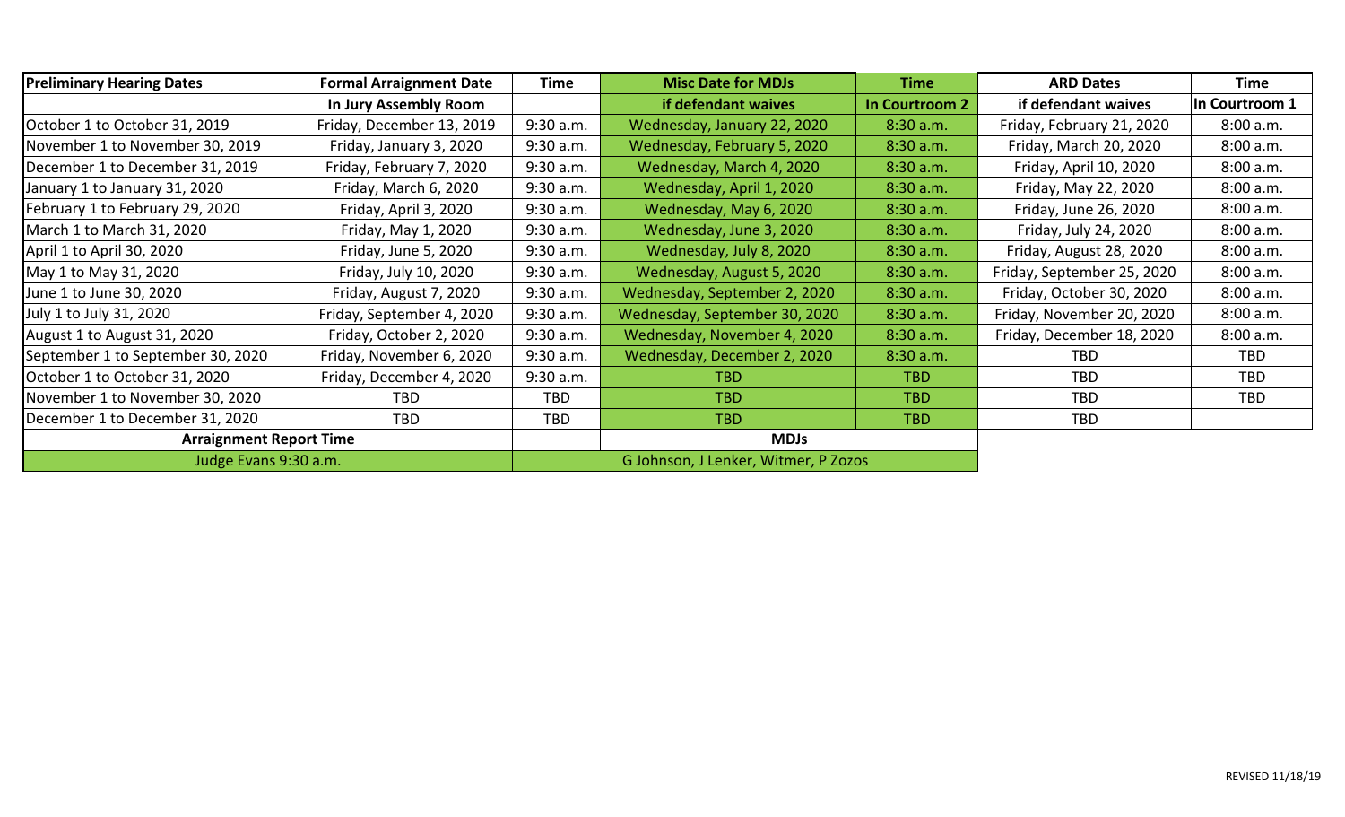| Preliminary Hearing Dates | Formal Arraignment Date | Time | Misc Date for MDJs | Time | ARD Dates | Time |
|---|---|---|---|---|---|---|
| | In Jury Assembly Room | | if defendant waives | In Courtroom 2 | if defendant waives | In Courtroom 1 |
| October 1 to October 31, 2019 | Friday, December 13, 2019 | 9:30 a.m. | Wednesday, January 22, 2020 | 8:30 a.m. | Friday, February 21, 2020 | 8:00 a.m. |
| November 1 to November 30, 2019 | Friday, January 3, 2020 | 9:30 a.m. | Wednesday, February 5, 2020 | 8:30 a.m. | Friday, March 20, 2020 | 8:00 a.m. |
| December 1 to December 31, 2019 | Friday, February 7, 2020 | 9:30 a.m. | Wednesday, March 4, 2020 | 8:30 a.m. | Friday, April 10, 2020 | 8:00 a.m. |
| January 1 to January 31, 2020 | Friday, March 6, 2020 | 9:30 a.m. | Wednesday, April 1, 2020 | 8:30 a.m. | Friday, May 22, 2020 | 8:00 a.m. |
| February 1 to February 29, 2020 | Friday, April 3, 2020 | 9:30 a.m. | Wednesday, May 6, 2020 | 8:30 a.m. | Friday, June 26, 2020 | 8:00 a.m. |
| March 1 to March 31, 2020 | Friday, May 1, 2020 | 9:30 a.m. | Wednesday, June 3, 2020 | 8:30 a.m. | Friday, July 24, 2020 | 8:00 a.m. |
| April 1 to April 30, 2020 | Friday, June 5, 2020 | 9:30 a.m. | Wednesday, July 8, 2020 | 8:30 a.m. | Friday, August 28, 2020 | 8:00 a.m. |
| May 1 to May 31, 2020 | Friday, July 10, 2020 | 9:30 a.m. | Wednesday, August 5, 2020 | 8:30 a.m. | Friday, September 25, 2020 | 8:00 a.m. |
| June 1 to June 30, 2020 | Friday, August 7, 2020 | 9:30 a.m. | Wednesday, September 2, 2020 | 8:30 a.m. | Friday, October 30, 2020 | 8:00 a.m. |
| July 1 to July 31, 2020 | Friday, September 4, 2020 | 9:30 a.m. | Wednesday, September 30, 2020 | 8:30 a.m. | Friday, November 20, 2020 | 8:00 a.m. |
| August 1 to August 31, 2020 | Friday, October 2, 2020 | 9:30 a.m. | Wednesday, November 4, 2020 | 8:30 a.m. | Friday, December 18, 2020 | 8:00 a.m. |
| September 1 to September 30, 2020 | Friday, November 6, 2020 | 9:30 a.m. | Wednesday, December 2, 2020 | 8:30 a.m. | TBD | TBD |
| October 1 to October 31, 2020 | Friday, December 4, 2020 | 9:30 a.m. | TBD | TBD | TBD | TBD |
| November 1 to November 30, 2020 | TBD | TBD | TBD | TBD | TBD | TBD |
| December 1 to December 31, 2020 | TBD | TBD | TBD | TBD | TBD | |
| **Arraignment Report Time** | | | **MDJs** | | | |
| Judge Evans 9:30 a.m. | | | G Johnson, J Lenker, Witmer, P Zozos | | | |

REVISED 11/18/19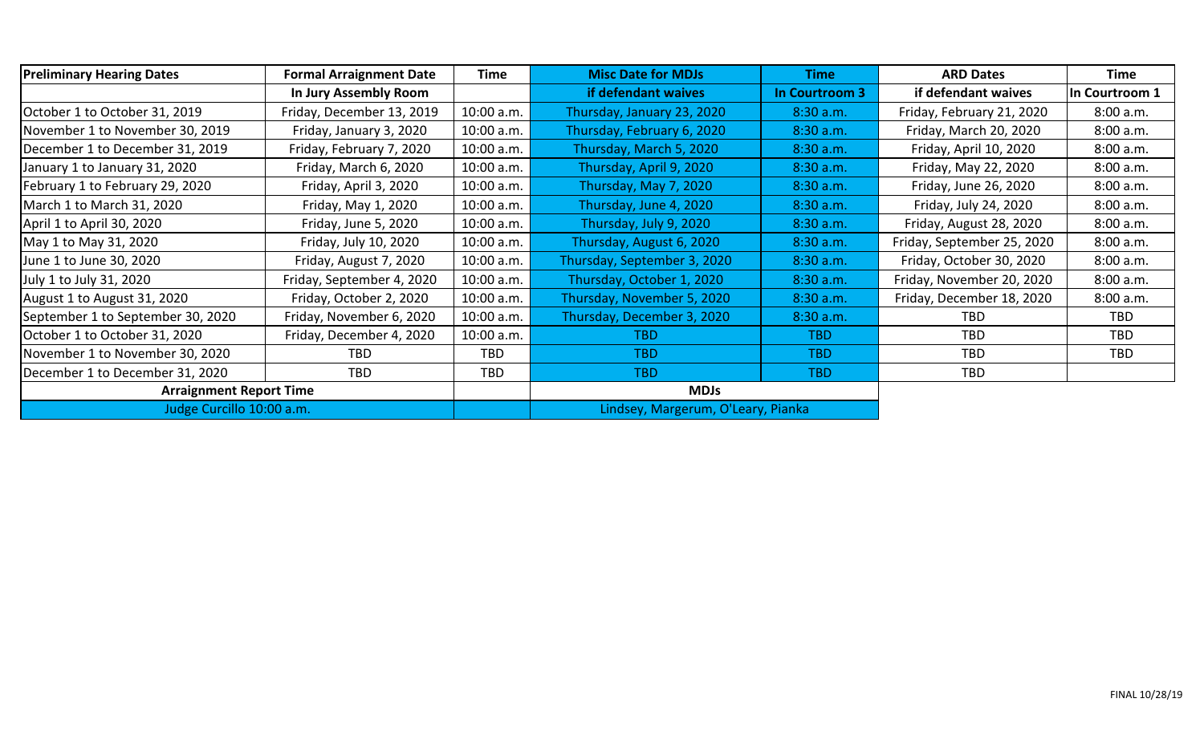| Preliminary Hearing Dates | Formal Arraignment Date | Time | Misc Date for MDJs | Time | ARD Dates | Time |
|---|---|---|---|---|---|---|
| | In Jury Assembly Room | | if defendant waives | In Courtroom 3 | if defendant waives | In Courtroom 1 |
| October 1 to October 31, 2019 | Friday, December 13, 2019 | 10:00 a.m. | Thursday, January 23, 2020 | 8:30 a.m. | Friday, February 21, 2020 | 8:00 a.m. |
| November 1 to November 30, 2019 | Friday, January 3, 2020 | 10:00 a.m. | Thursday, February 6, 2020 | 8:30 a.m. | Friday, March 20, 2020 | 8:00 a.m. |
| December 1 to December 31, 2019 | Friday, February 7, 2020 | 10:00 a.m. | Thursday, March 5, 2020 | 8:30 a.m. | Friday, April 10, 2020 | 8:00 a.m. |
| January 1 to January 31, 2020 | Friday, March 6, 2020 | 10:00 a.m. | Thursday, April 9, 2020 | 8:30 a.m. | Friday, May 22, 2020 | 8:00 a.m. |
| February 1 to February 29, 2020 | Friday, April 3, 2020 | 10:00 a.m. | Thursday, May 7, 2020 | 8:30 a.m. | Friday, June 26, 2020 | 8:00 a.m. |
| March 1 to March 31, 2020 | Friday, May 1, 2020 | 10:00 a.m. | Thursday, June 4, 2020 | 8:30 a.m. | Friday, July 24, 2020 | 8:00 a.m. |
| April 1 to April 30, 2020 | Friday, June 5, 2020 | 10:00 a.m. | Thursday, July 9, 2020 | 8:30 a.m. | Friday, August 28, 2020 | 8:00 a.m. |
| May 1 to May 31, 2020 | Friday, July 10, 2020 | 10:00 a.m. | Thursday, August 6, 2020 | 8:30 a.m. | Friday, September 25, 2020 | 8:00 a.m. |
| June 1 to June 30, 2020 | Friday, August 7, 2020 | 10:00 a.m. | Thursday, September 3, 2020 | 8:30 a.m. | Friday, October 30, 2020 | 8:00 a.m. |
| July 1 to July 31, 2020 | Friday, September 4, 2020 | 10:00 a.m. | Thursday, October 1, 2020 | 8:30 a.m. | Friday, November 20, 2020 | 8:00 a.m. |
| August 1 to August 31, 2020 | Friday, October 2, 2020 | 10:00 a.m. | Thursday, November 5, 2020 | 8:30 a.m. | Friday, December 18, 2020 | 8:00 a.m. |
| September 1 to September 30, 2020 | Friday, November 6, 2020 | 10:00 a.m. | Thursday, December 3, 2020 | 8:30 a.m. | TBD | TBD |
| October 1 to October 31, 2020 | Friday, December 4, 2020 | 10:00 a.m. | TBD | TBD | TBD | TBD |
| November 1 to November 30, 2020 | TBD | TBD | TBD | TBD | TBD | TBD |
| December 1 to December 31, 2020 | TBD | TBD | TBD | TBD | TBD | |
| Arraignment Report Time | | | MDJs | | | |
| Judge Curcillo 10:00 a.m. | | | Lindsey, Margerum, O'Leary, Pianka | | | |

FINAL 10/28/19